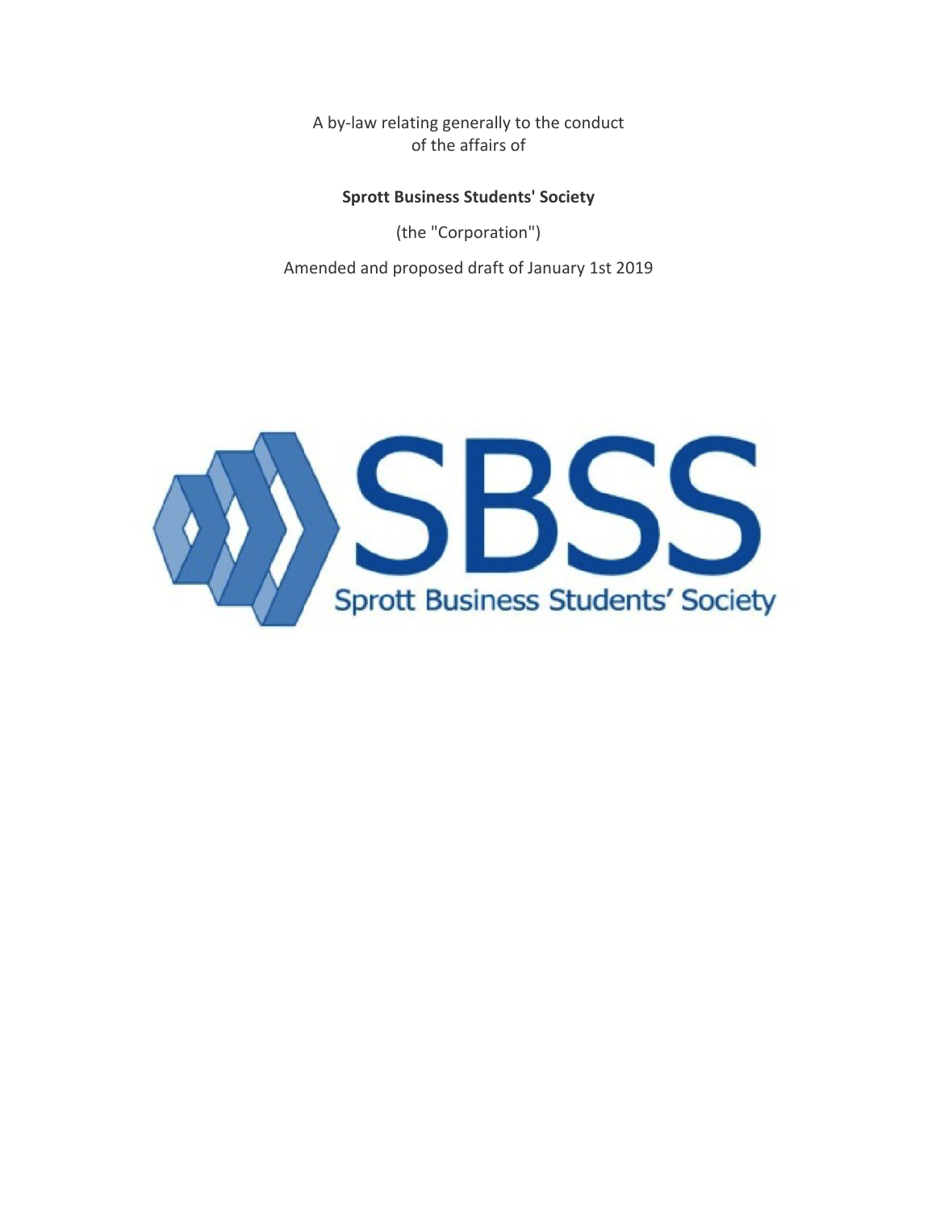A by-law relating generally to the conduct
of the affairs of

**Sprott Business Students' Society**

(the "Corporation")

Amended and proposed draft of January 1st 2019

SBSS

Sprott Business Students' Society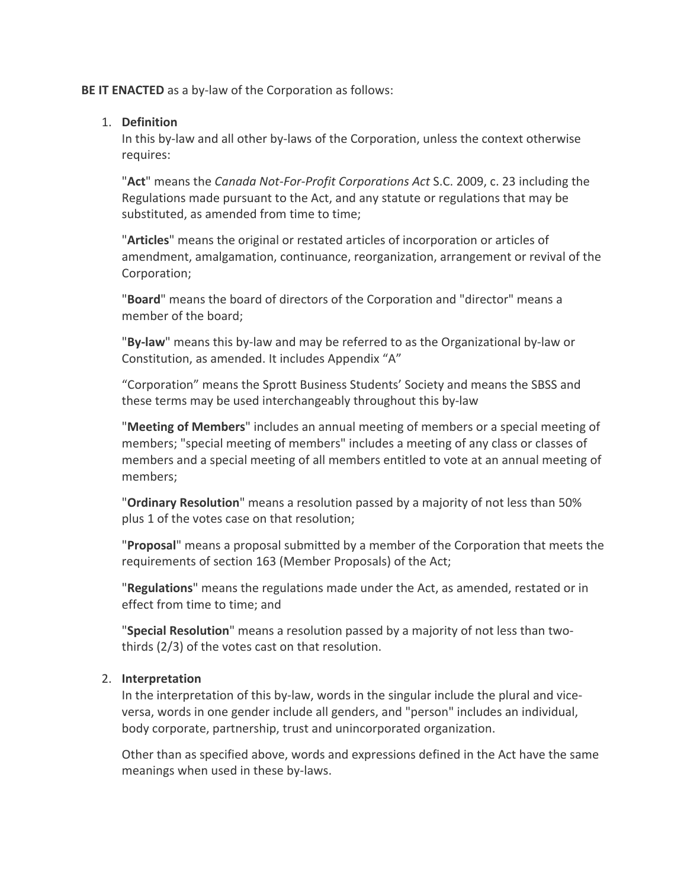**BE IT ENACTED** as a by-law of the Corporation as follows:

1. **Definition**

   In this by-law and all other by-laws of the Corporation, unless the context otherwise requires:

   "**Act**" means the *Canada Not-For-Profit Corporations Act* S.C. 2009, c. 23 including the Regulations made pursuant to the Act, and any statute or regulations that may be substituted, as amended from time to time;

   "**Articles**" means the original or restated articles of incorporation or articles of amendment, amalgamation, continuance, reorganization, arrangement or revival of the Corporation;

   "**Board**" means the board of directors of the Corporation and "director" means a member of the board;

   "**By-law**" means this by-law and may be referred to as the Organizational by-law or Constitution, as amended. It includes Appendix "A"

   "Corporation" means the Sprott Business Students' Society and means the SBSS and these terms may be used interchangeably throughout this by-law

   "**Meeting of Members**" includes an annual meeting of members or a special meeting of members; "special meeting of members" includes a meeting of any class or classes of members and a special meeting of all members entitled to vote at an annual meeting of members;

   "**Ordinary Resolution**" means a resolution passed by a majority of not less than 50% plus 1 of the votes case on that resolution;

   "**Proposal**" means a proposal submitted by a member of the Corporation that meets the requirements of section 163 (Member Proposals) of the Act;

   "**Regulations**" means the regulations made under the Act, as amended, restated or in effect from time to time; and

   "**Special Resolution**" means a resolution passed by a majority of not less than two-thirds (2/3) of the votes cast on that resolution.

2. **Interpretation**

   In the interpretation of this by-law, words in the singular include the plural and vice-versa, words in one gender include all genders, and "person" includes an individual, body corporate, partnership, trust and unincorporated organization.

   Other than as specified above, words and expressions defined in the Act have the same meanings when used in these by-laws.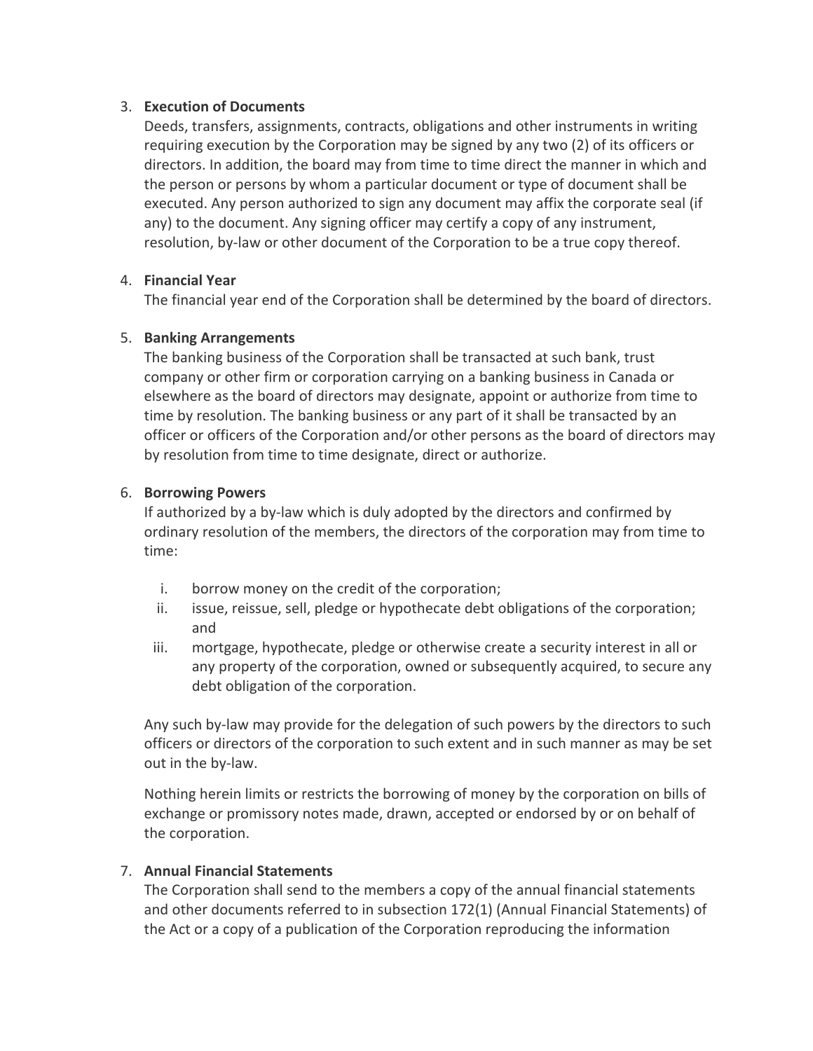3. **Execution of Documents**
   Deeds, transfers, assignments, contracts, obligations and other instruments in writing requiring execution by the Corporation may be signed by any two (2) of its officers or directors. In addition, the board may from time to time direct the manner in which and the person or persons by whom a particular document or type of document shall be executed. Any person authorized to sign any document may affix the corporate seal (if any) to the document. Any signing officer may certify a copy of any instrument, resolution, by-law or other document of the Corporation to be a true copy thereof.

4. **Financial Year**
   The financial year end of the Corporation shall be determined by the board of directors.

5. **Banking Arrangements**
   The banking business of the Corporation shall be transacted at such bank, trust company or other firm or corporation carrying on a banking business in Canada or elsewhere as the board of directors may designate, appoint or authorize from time to time by resolution. The banking business or any part of it shall be transacted by an officer or officers of the Corporation and/or other persons as the board of directors may by resolution from time to time designate, direct or authorize.

6. **Borrowing Powers**
   If authorized by a by-law which is duly adopted by the directors and confirmed by ordinary resolution of the members, the directors of the corporation may from time to time:

   i. borrow money on the credit of the corporation;
   ii. issue, reissue, sell, pledge or hypothecate debt obligations of the corporation; and
   iii. mortgage, hypothecate, pledge or otherwise create a security interest in all or any property of the corporation, owned or subsequently acquired, to secure any debt obligation of the corporation.

   Any such by-law may provide for the delegation of such powers by the directors to such officers or directors of the corporation to such extent and in such manner as may be set out in the by-law.

   Nothing herein limits or restricts the borrowing of money by the corporation on bills of exchange or promissory notes made, drawn, accepted or endorsed by or on behalf of the corporation.

7. **Annual Financial Statements**
   The Corporation shall send to the members a copy of the annual financial statements and other documents referred to in subsection 172(1) (Annual Financial Statements) of the Act or a copy of a publication of the Corporation reproducing the information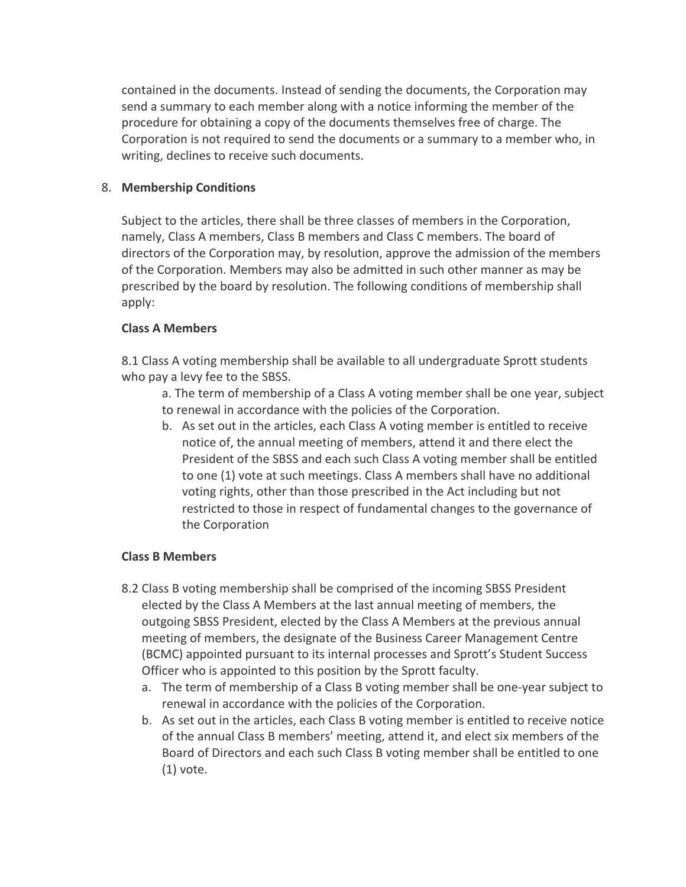contained in the documents. Instead of sending the documents, the Corporation may send a summary to each member along with a notice informing the member of the procedure for obtaining a copy of the documents themselves free of charge. The Corporation is not required to send the documents or a summary to a member who, in writing, declines to receive such documents.

8. **Membership Conditions**

Subject to the articles, there shall be three classes of members in the Corporation, namely, Class A members, Class B members and Class C members. The board of directors of the Corporation may, by resolution, approve the admission of the members of the Corporation. Members may also be admitted in such other manner as may be prescribed by the board by resolution. The following conditions of membership shall apply:

**Class A Members**

8.1 Class A voting membership shall be available to all undergraduate Sprott students who pay a levy fee to the SBSS.

a. The term of membership of a Class A voting member shall be one year, subject to renewal in accordance with the policies of the Corporation.

b. As set out in the articles, each Class A voting member is entitled to receive notice of, the annual meeting of members, attend it and there elect the President of the SBSS and each such Class A voting member shall be entitled to one (1) vote at such meetings. Class A members shall have no additional voting rights, other than those prescribed in the Act including but not restricted to those in respect of fundamental changes to the governance of the Corporation

**Class B Members**

8.2 Class B voting membership shall be comprised of the incoming SBSS President elected by the Class A Members at the last annual meeting of members, the outgoing SBSS President, elected by the Class A Members at the previous annual meeting of members, the designate of the Business Career Management Centre (BCMC) appointed pursuant to its internal processes and Sprott's Student Success Officer who is appointed to this position by the Sprott faculty.

a. The term of membership of a Class B voting member shall be one-year subject to renewal in accordance with the policies of the Corporation.

b. As set out in the articles, each Class B voting member is entitled to receive notice of the annual Class B members' meeting, attend it, and elect six members of the Board of Directors and each such Class B voting member shall be entitled to one (1) vote.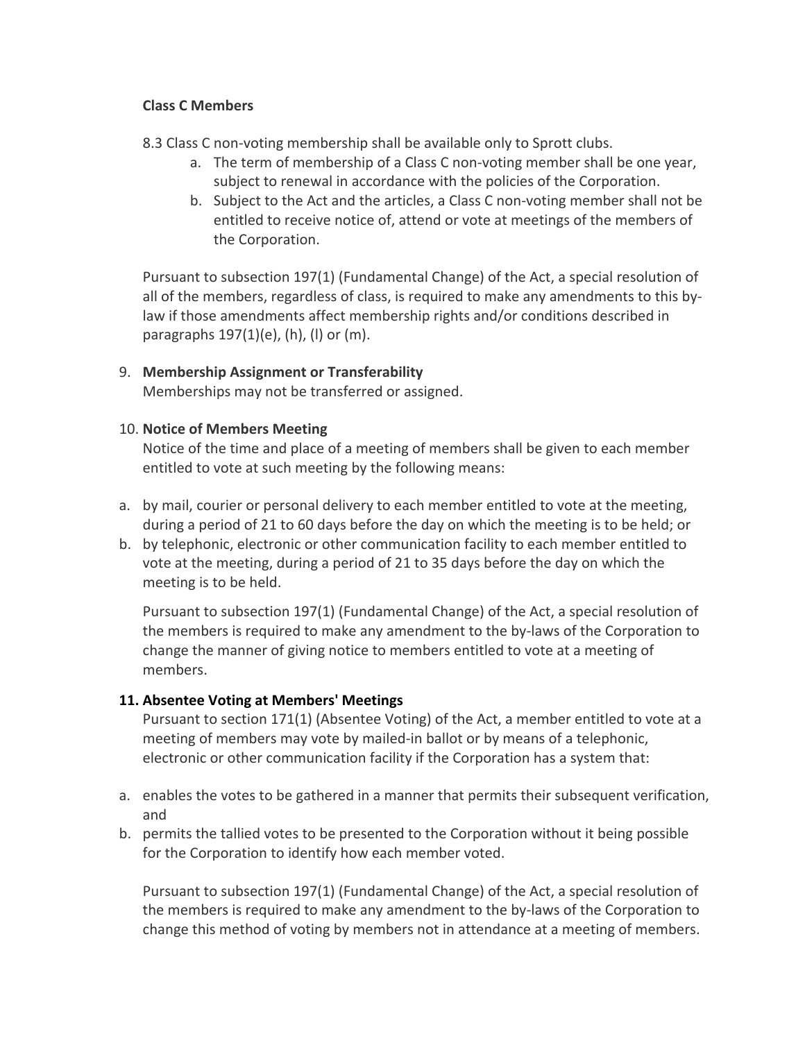**Class C Members**

8.3 Class C non-voting membership shall be available only to Sprott clubs.

a. The term of membership of a Class C non-voting member shall be one year, subject to renewal in accordance with the policies of the Corporation.
b. Subject to the Act and the articles, a Class C non-voting member shall not be entitled to receive notice of, attend or vote at meetings of the members of the Corporation.

Pursuant to subsection 197(1) (Fundamental Change) of the Act, a special resolution of all of the members, regardless of class, is required to make any amendments to this by-law if those amendments affect membership rights and/or conditions described in paragraphs 197(1)(e), (h), (l) or (m).

9. **Membership Assignment or Transferability**
   Memberships may not be transferred or assigned.

10. **Notice of Members Meeting**
    Notice of the time and place of a meeting of members shall be given to each member entitled to vote at such meeting by the following means:

a. by mail, courier or personal delivery to each member entitled to vote at the meeting, during a period of 21 to 60 days before the day on which the meeting is to be held; or
b. by telephonic, electronic or other communication facility to each member entitled to vote at the meeting, during a period of 21 to 35 days before the day on which the meeting is to be held.

Pursuant to subsection 197(1) (Fundamental Change) of the Act, a special resolution of the members is required to make any amendment to the by-laws of the Corporation to change the manner of giving notice to members entitled to vote at a meeting of members.

**11. Absentee Voting at Members' Meetings**

Pursuant to section 171(1) (Absentee Voting) of the Act, a member entitled to vote at a meeting of members may vote by mailed-in ballot or by means of a telephonic, electronic or other communication facility if the Corporation has a system that:

a. enables the votes to be gathered in a manner that permits their subsequent verification, and
b. permits the tallied votes to be presented to the Corporation without it being possible for the Corporation to identify how each member voted.

Pursuant to subsection 197(1) (Fundamental Change) of the Act, a special resolution of the members is required to make any amendment to the by-laws of the Corporation to change this method of voting by members not in attendance at a meeting of members.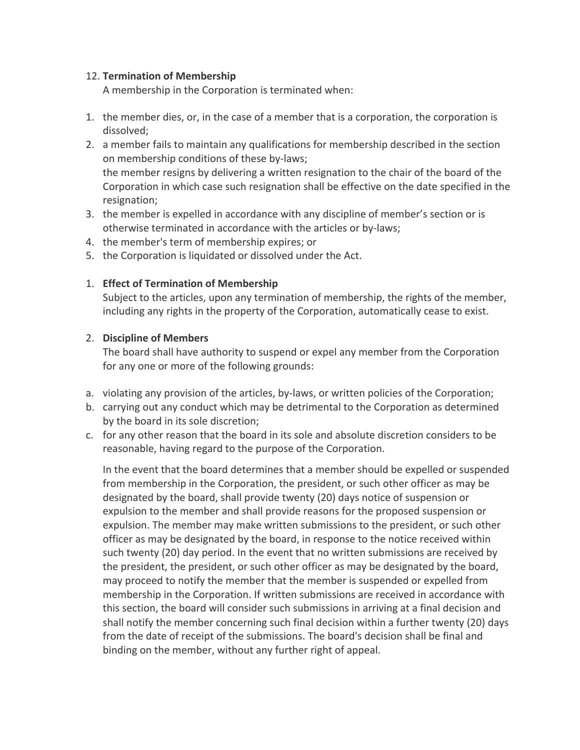12. **Termination of Membership**
    A membership in the Corporation is terminated when:

1. the member dies, or, in the case of a member that is a corporation, the corporation is dissolved;
2. a member fails to maintain any qualifications for membership described in the section on membership conditions of these by-laws;
   the member resigns by delivering a written resignation to the chair of the board of the Corporation in which case such resignation shall be effective on the date specified in the resignation;
3. the member is expelled in accordance with any discipline of member's section or is otherwise terminated in accordance with the articles or by-laws;
4. the member's term of membership expires; or
5. the Corporation is liquidated or dissolved under the Act.

1. **Effect of Termination of Membership**
   Subject to the articles, upon any termination of membership, the rights of the member, including any rights in the property of the Corporation, automatically cease to exist.

2. **Discipline of Members**
   The board shall have authority to suspend or expel any member from the Corporation for any one or more of the following grounds:

a. violating any provision of the articles, by-laws, or written policies of the Corporation;
b. carrying out any conduct which may be detrimental to the Corporation as determined by the board in its sole discretion;
c. for any other reason that the board in its sole and absolute discretion considers to be reasonable, having regard to the purpose of the Corporation.

In the event that the board determines that a member should be expelled or suspended from membership in the Corporation, the president, or such other officer as may be designated by the board, shall provide twenty (20) days notice of suspension or expulsion to the member and shall provide reasons for the proposed suspension or expulsion. The member may make written submissions to the president, or such other officer as may be designated by the board, in response to the notice received within such twenty (20) day period. In the event that no written submissions are received by the president, the president, or such other officer as may be designated by the board, may proceed to notify the member that the member is suspended or expelled from membership in the Corporation. If written submissions are received in accordance with this section, the board will consider such submissions in arriving at a final decision and shall notify the member concerning such final decision within a further twenty (20) days from the date of receipt of the submissions. The board's decision shall be final and binding on the member, without any further right of appeal.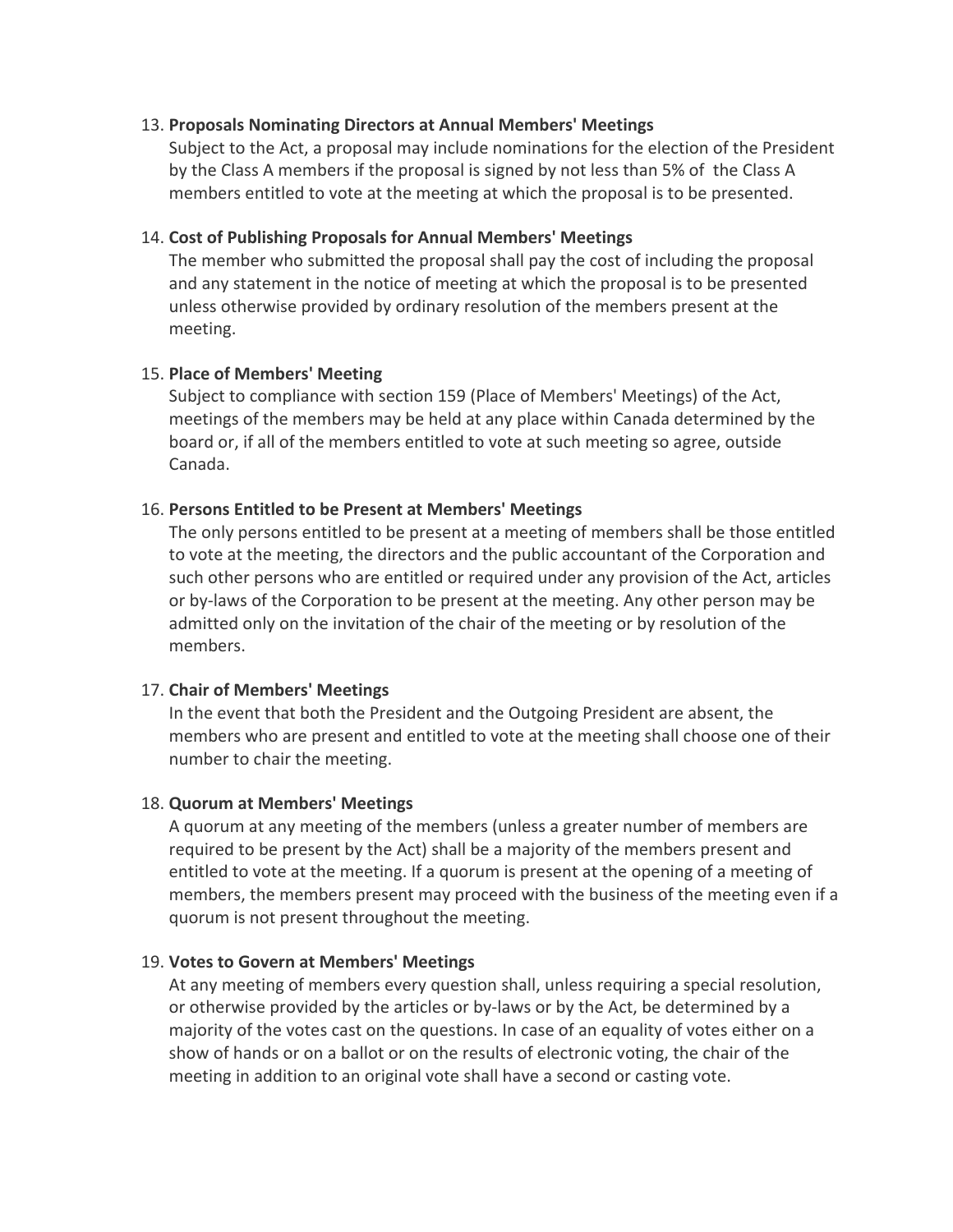13. **Proposals Nominating Directors at Annual Members' Meetings**
    Subject to the Act, a proposal may include nominations for the election of the President by the Class A members if the proposal is signed by not less than 5% of the Class A members entitled to vote at the meeting at which the proposal is to be presented.

14. **Cost of Publishing Proposals for Annual Members' Meetings**
    The member who submitted the proposal shall pay the cost of including the proposal and any statement in the notice of meeting at which the proposal is to be presented unless otherwise provided by ordinary resolution of the members present at the meeting.

15. **Place of Members' Meeting**
    Subject to compliance with section 159 (Place of Members' Meetings) of the Act, meetings of the members may be held at any place within Canada determined by the board or, if all of the members entitled to vote at such meeting so agree, outside Canada.

16. **Persons Entitled to be Present at Members' Meetings**
    The only persons entitled to be present at a meeting of members shall be those entitled to vote at the meeting, the directors and the public accountant of the Corporation and such other persons who are entitled or required under any provision of the Act, articles or by-laws of the Corporation to be present at the meeting. Any other person may be admitted only on the invitation of the chair of the meeting or by resolution of the members.

17. **Chair of Members' Meetings**
    In the event that both the President and the Outgoing President are absent, the members who are present and entitled to vote at the meeting shall choose one of their number to chair the meeting.

18. **Quorum at Members' Meetings**
    A quorum at any meeting of the members (unless a greater number of members are required to be present by the Act) shall be a majority of the members present and entitled to vote at the meeting. If a quorum is present at the opening of a meeting of members, the members present may proceed with the business of the meeting even if a quorum is not present throughout the meeting.

19. **Votes to Govern at Members' Meetings**
    At any meeting of members every question shall, unless requiring a special resolution, or otherwise provided by the articles or by-laws or by the Act, be determined by a majority of the votes cast on the questions. In case of an equality of votes either on a show of hands or on a ballot or on the results of electronic voting, the chair of the meeting in addition to an original vote shall have a second or casting vote.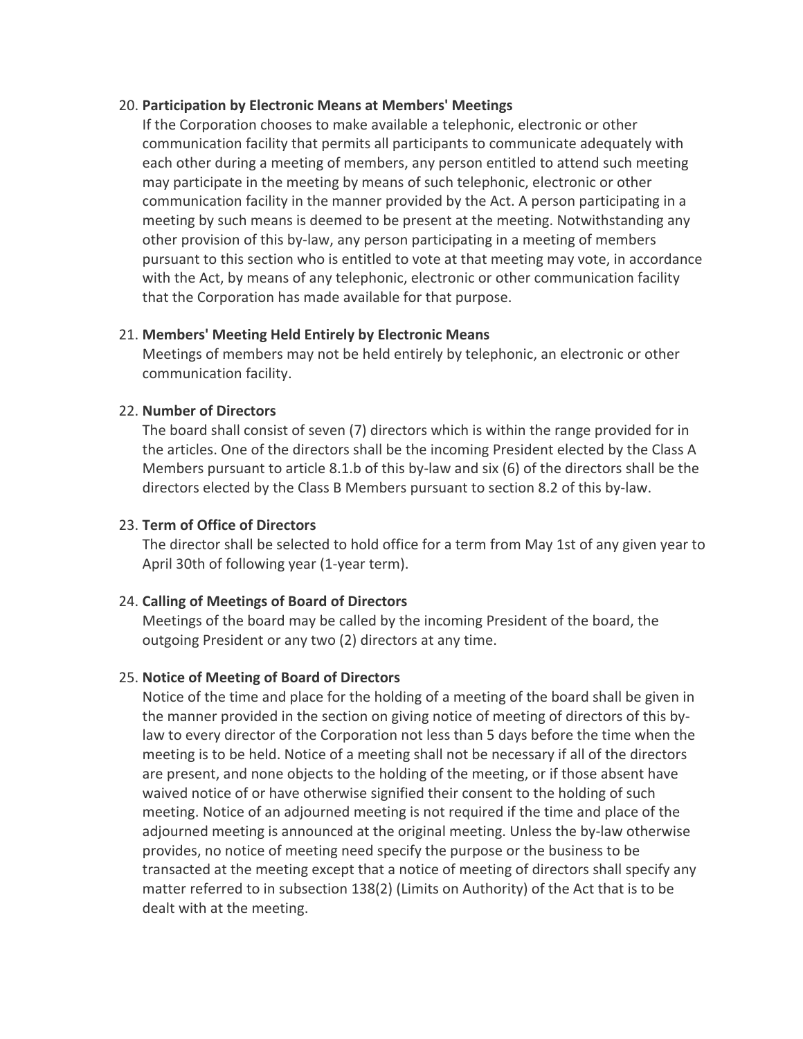20. **Participation by Electronic Means at Members' Meetings**
    If the Corporation chooses to make available a telephonic, electronic or other communication facility that permits all participants to communicate adequately with each other during a meeting of members, any person entitled to attend such meeting may participate in the meeting by means of such telephonic, electronic or other communication facility in the manner provided by the Act. A person participating in a meeting by such means is deemed to be present at the meeting. Notwithstanding any other provision of this by-law, any person participating in a meeting of members pursuant to this section who is entitled to vote at that meeting may vote, in accordance with the Act, by means of any telephonic, electronic or other communication facility that the Corporation has made available for that purpose.

21. **Members' Meeting Held Entirely by Electronic Means**
    Meetings of members may not be held entirely by telephonic, an electronic or other communication facility.

22. **Number of Directors**
    The board shall consist of seven (7) directors which is within the range provided for in the articles. One of the directors shall be the incoming President elected by the Class A Members pursuant to article 8.1.b of this by-law and six (6) of the directors shall be the directors elected by the Class B Members pursuant to section 8.2 of this by-law.

23. **Term of Office of Directors**
    The director shall be selected to hold office for a term from May 1st of any given year to April 30th of following year (1-year term).

24. **Calling of Meetings of Board of Directors**
    Meetings of the board may be called by the incoming President of the board, the outgoing President or any two (2) directors at any time.

25. **Notice of Meeting of Board of Directors**
    Notice of the time and place for the holding of a meeting of the board shall be given in the manner provided in the section on giving notice of meeting of directors of this by-law to every director of the Corporation not less than 5 days before the time when the meeting is to be held. Notice of a meeting shall not be necessary if all of the directors are present, and none objects to the holding of the meeting, or if those absent have waived notice of or have otherwise signified their consent to the holding of such meeting. Notice of an adjourned meeting is not required if the time and place of the adjourned meeting is announced at the original meeting. Unless the by-law otherwise provides, no notice of meeting need specify the purpose or the business to be transacted at the meeting except that a notice of meeting of directors shall specify any matter referred to in subsection 138(2) (Limits on Authority) of the Act that is to be dealt with at the meeting.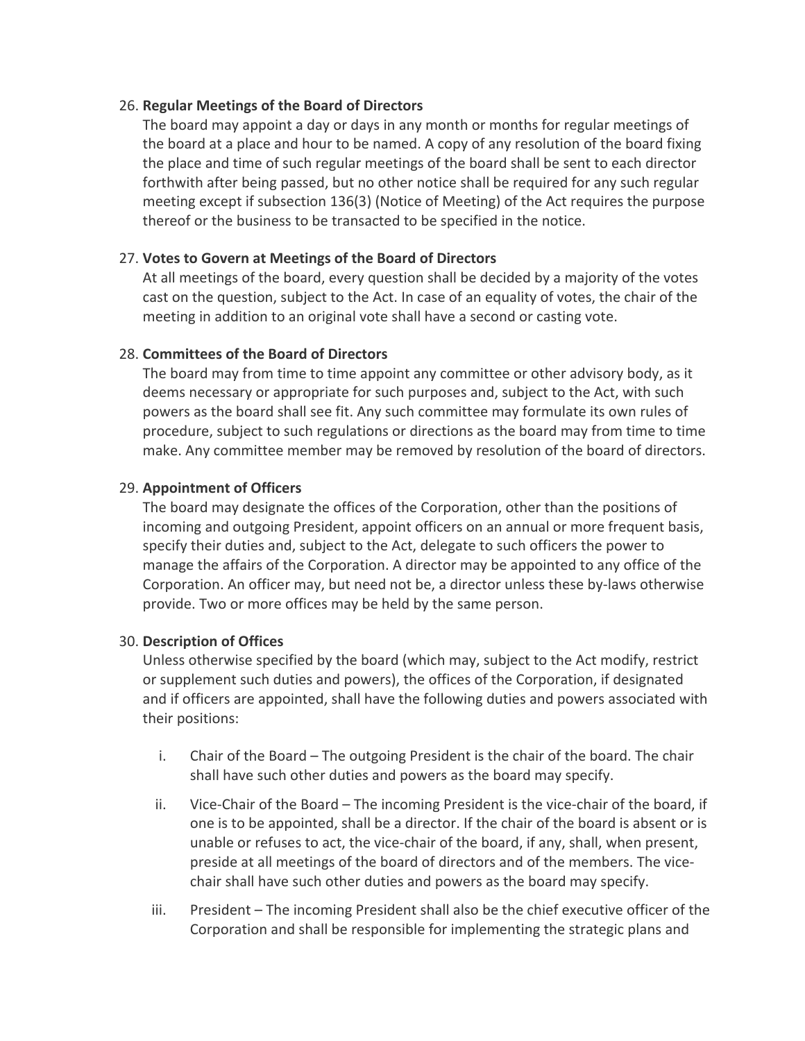26. **Regular Meetings of the Board of Directors**
    The board may appoint a day or days in any month or months for regular meetings of the board at a place and hour to be named. A copy of any resolution of the board fixing the place and time of such regular meetings of the board shall be sent to each director forthwith after being passed, but no other notice shall be required for any such regular meeting except if subsection 136(3) (Notice of Meeting) of the Act requires the purpose thereof or the business to be transacted to be specified in the notice.

27. **Votes to Govern at Meetings of the Board of Directors**
    At all meetings of the board, every question shall be decided by a majority of the votes cast on the question, subject to the Act. In case of an equality of votes, the chair of the meeting in addition to an original vote shall have a second or casting vote.

28. **Committees of the Board of Directors**
    The board may from time to time appoint any committee or other advisory body, as it deems necessary or appropriate for such purposes and, subject to the Act, with such powers as the board shall see fit. Any such committee may formulate its own rules of procedure, subject to such regulations or directions as the board may from time to time make. Any committee member may be removed by resolution of the board of directors.

29. **Appointment of Officers**
    The board may designate the offices of the Corporation, other than the positions of incoming and outgoing President, appoint officers on an annual or more frequent basis, specify their duties and, subject to the Act, delegate to such officers the power to manage the affairs of the Corporation. A director may be appointed to any office of the Corporation. An officer may, but need not be, a director unless these by-laws otherwise provide. Two or more offices may be held by the same person.

30. **Description of Offices**
    Unless otherwise specified by the board (which may, subject to the Act modify, restrict or supplement such duties and powers), the offices of the Corporation, if designated and if officers are appointed, shall have the following duties and powers associated with their positions:

    i. Chair of the Board – The outgoing President is the chair of the board. The chair shall have such other duties and powers as the board may specify.

    ii. Vice-Chair of the Board – The incoming President is the vice-chair of the board, if one is to be appointed, shall be a director. If the chair of the board is absent or is unable or refuses to act, the vice-chair of the board, if any, shall, when present, preside at all meetings of the board of directors and of the members. The vice-chair shall have such other duties and powers as the board may specify.

    iii. President – The incoming President shall also be the chief executive officer of the Corporation and shall be responsible for implementing the strategic plans and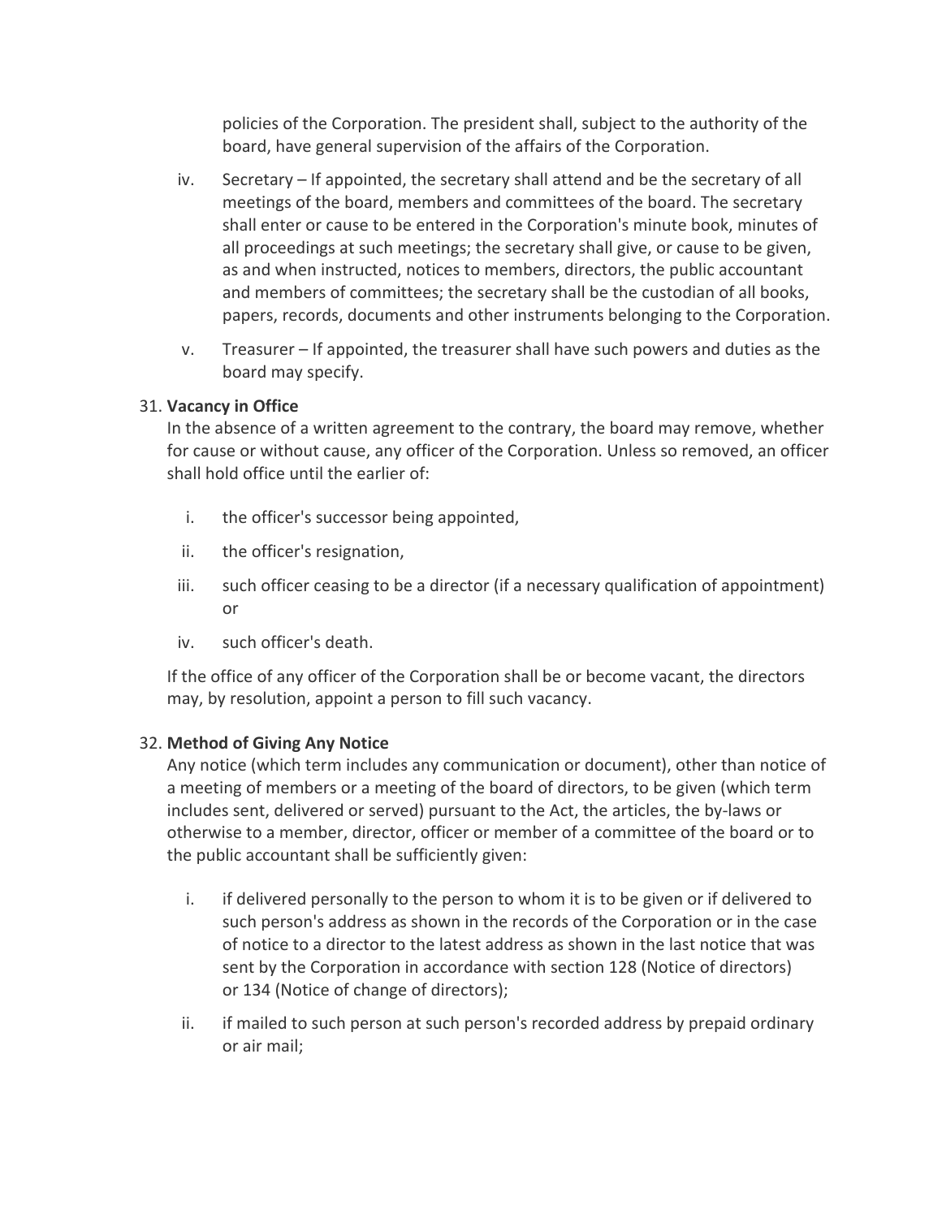policies of the Corporation. The president shall, subject to the authority of the board, have general supervision of the affairs of the Corporation.

iv. Secretary – If appointed, the secretary shall attend and be the secretary of all meetings of the board, members and committees of the board. The secretary shall enter or cause to be entered in the Corporation's minute book, minutes of all proceedings at such meetings; the secretary shall give, or cause to be given, as and when instructed, notices to members, directors, the public accountant and members of committees; the secretary shall be the custodian of all books, papers, records, documents and other instruments belonging to the Corporation.

v. Treasurer – If appointed, the treasurer shall have such powers and duties as the board may specify.

31. **Vacancy in Office**
In the absence of a written agreement to the contrary, the board may remove, whether for cause or without cause, any officer of the Corporation. Unless so removed, an officer shall hold office until the earlier of:

    i. the officer's successor being appointed,

    ii. the officer's resignation,

    iii. such officer ceasing to be a director (if a necessary qualification of appointment) or

    iv. such officer's death.

    If the office of any officer of the Corporation shall be or become vacant, the directors may, by resolution, appoint a person to fill such vacancy.

32. **Method of Giving Any Notice**
Any notice (which term includes any communication or document), other than notice of a meeting of members or a meeting of the board of directors, to be given (which term includes sent, delivered or served) pursuant to the Act, the articles, the by-laws or otherwise to a member, director, officer or member of a committee of the board or to the public accountant shall be sufficiently given:

    i. if delivered personally to the person to whom it is to be given or if delivered to such person's address as shown in the records of the Corporation or in the case of notice to a director to the latest address as shown in the last notice that was sent by the Corporation in accordance with section 128 (Notice of directors) or 134 (Notice of change of directors);

    ii. if mailed to such person at such person's recorded address by prepaid ordinary or air mail;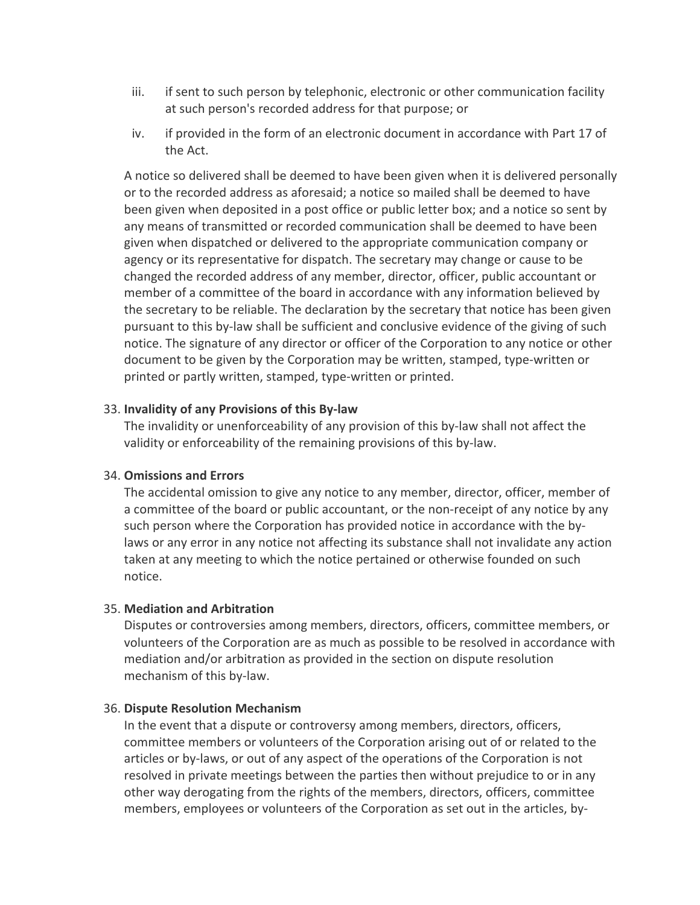iii. if sent to such person by telephonic, electronic or other communication facility at such person's recorded address for that purpose; or

iv. if provided in the form of an electronic document in accordance with Part 17 of the Act.

A notice so delivered shall be deemed to have been given when it is delivered personally or to the recorded address as aforesaid; a notice so mailed shall be deemed to have been given when deposited in a post office or public letter box; and a notice so sent by any means of transmitted or recorded communication shall be deemed to have been given when dispatched or delivered to the appropriate communication company or agency or its representative for dispatch. The secretary may change or cause to be changed the recorded address of any member, director, officer, public accountant or member of a committee of the board in accordance with any information believed by the secretary to be reliable. The declaration by the secretary that notice has been given pursuant to this by-law shall be sufficient and conclusive evidence of the giving of such notice. The signature of any director or officer of the Corporation to any notice or other document to be given by the Corporation may be written, stamped, type-written or printed or partly written, stamped, type-written or printed.

33. **Invalidity of any Provisions of this By-law**

The invalidity or unenforceability of any provision of this by-law shall not affect the validity or enforceability of the remaining provisions of this by-law.

34. **Omissions and Errors**

The accidental omission to give any notice to any member, director, officer, member of a committee of the board or public accountant, or the non-receipt of any notice by any such person where the Corporation has provided notice in accordance with the by-laws or any error in any notice not affecting its substance shall not invalidate any action taken at any meeting to which the notice pertained or otherwise founded on such notice.

35. **Mediation and Arbitration**

Disputes or controversies among members, directors, officers, committee members, or volunteers of the Corporation are as much as possible to be resolved in accordance with mediation and/or arbitration as provided in the section on dispute resolution mechanism of this by-law.

36. **Dispute Resolution Mechanism**

In the event that a dispute or controversy among members, directors, officers, committee members or volunteers of the Corporation arising out of or related to the articles or by-laws, or out of any aspect of the operations of the Corporation is not resolved in private meetings between the parties then without prejudice to or in any other way derogating from the rights of the members, directors, officers, committee members, employees or volunteers of the Corporation as set out in the articles, by-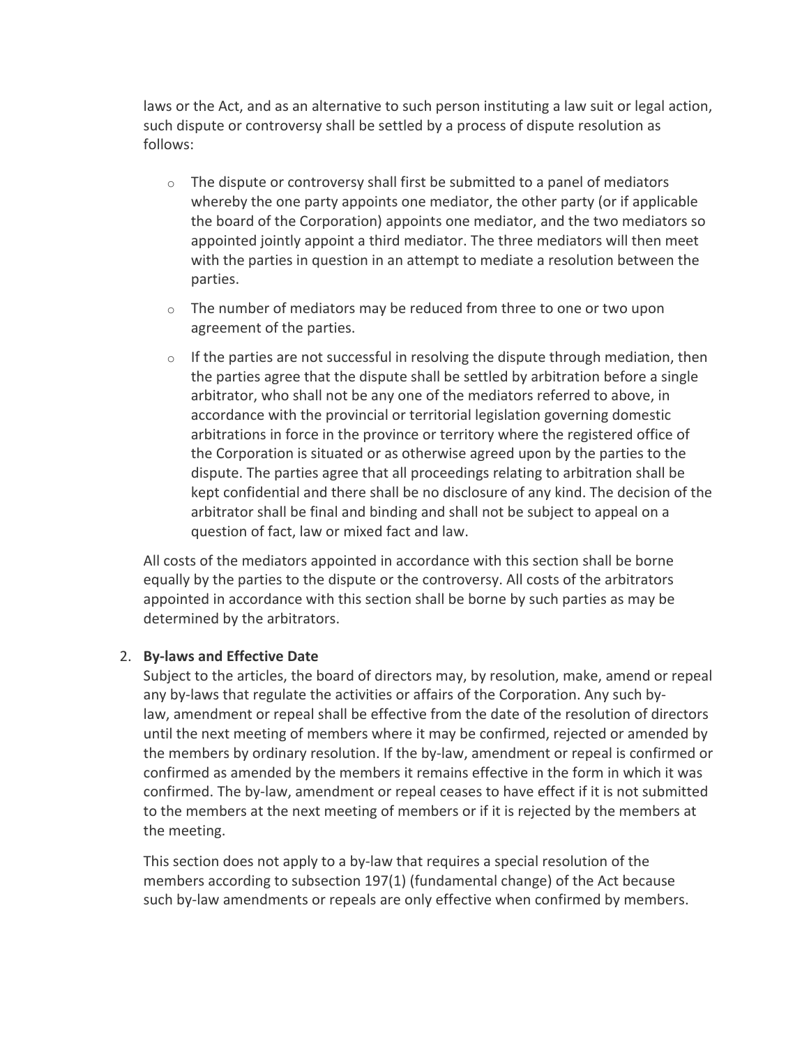laws or the Act, and as an alternative to such person instituting a law suit or legal action, such dispute or controversy shall be settled by a process of dispute resolution as follows:

- The dispute or controversy shall first be submitted to a panel of mediators whereby the one party appoints one mediator, the other party (or if applicable the board of the Corporation) appoints one mediator, and the two mediators so appointed jointly appoint a third mediator. The three mediators will then meet with the parties in question in an attempt to mediate a resolution between the parties.
- The number of mediators may be reduced from three to one or two upon agreement of the parties.
- If the parties are not successful in resolving the dispute through mediation, then the parties agree that the dispute shall be settled by arbitration before a single arbitrator, who shall not be any one of the mediators referred to above, in accordance with the provincial or territorial legislation governing domestic arbitrations in force in the province or territory where the registered office of the Corporation is situated or as otherwise agreed upon by the parties to the dispute. The parties agree that all proceedings relating to arbitration shall be kept confidential and there shall be no disclosure of any kind. The decision of the arbitrator shall be final and binding and shall not be subject to appeal on a question of fact, law or mixed fact and law.

All costs of the mediators appointed in accordance with this section shall be borne equally by the parties to the dispute or the controversy. All costs of the arbitrators appointed in accordance with this section shall be borne by such parties as may be determined by the arbitrators.

2. **By-laws and Effective Date**
   Subject to the articles, the board of directors may, by resolution, make, amend or repeal any by-laws that regulate the activities or affairs of the Corporation. Any such by-law, amendment or repeal shall be effective from the date of the resolution of directors until the next meeting of members where it may be confirmed, rejected or amended by the members by ordinary resolution. If the by-law, amendment or repeal is confirmed or confirmed as amended by the members it remains effective in the form in which it was confirmed. The by-law, amendment or repeal ceases to have effect if it is not submitted to the members at the next meeting of members or if it is rejected by the members at the meeting.

   This section does not apply to a by-law that requires a special resolution of the members according to subsection 197(1) (fundamental change) of the Act because such by-law amendments or repeals are only effective when confirmed by members.